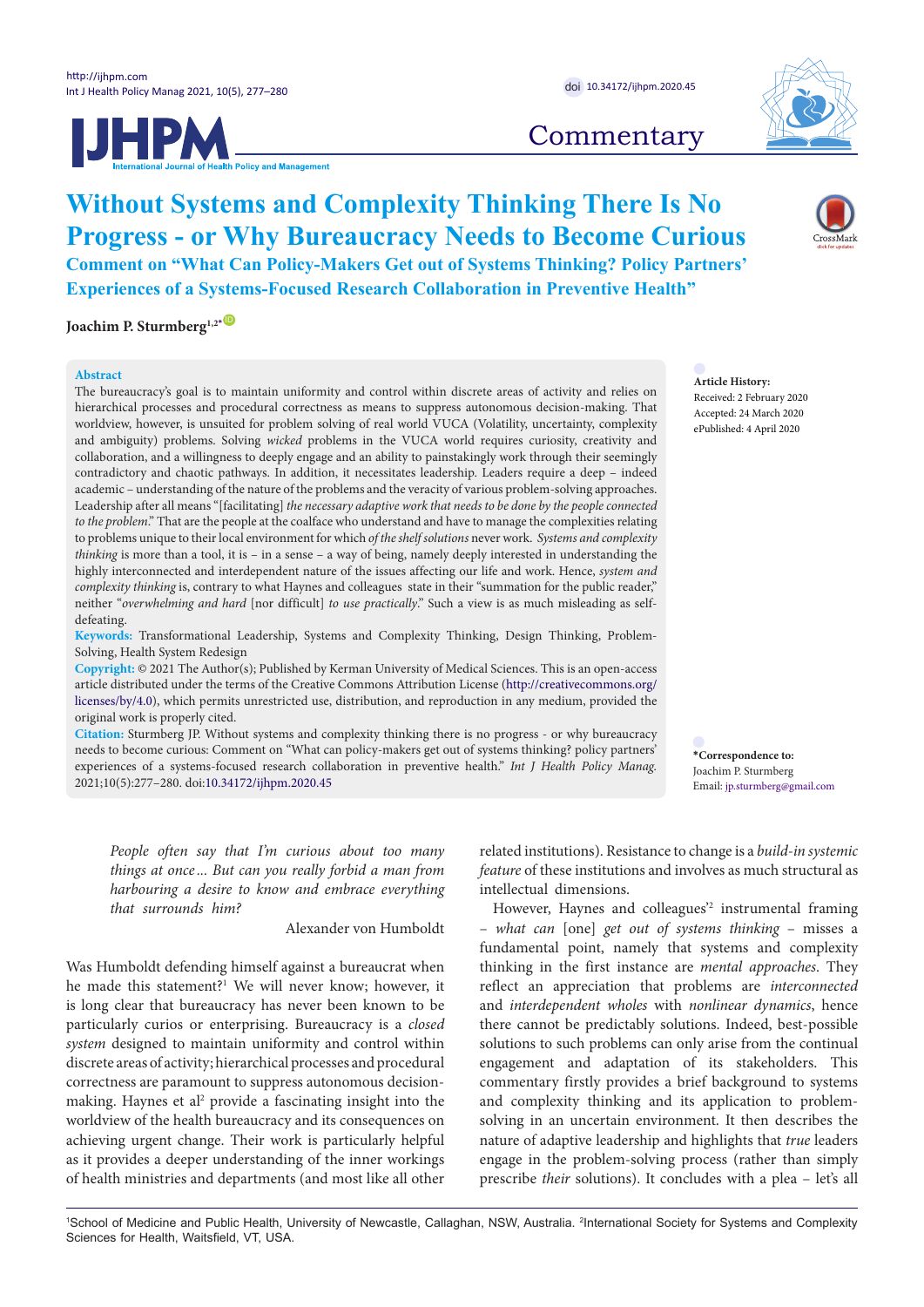Commentary

# Without Systems and Complexity Thinking There Is No Progress - or Why Bureaucracy Needs to Become Curious

## Comment on "What Can Policy-Makers Get out of Systems Thinking? Policy Partners' Experiences of a Systems-Focused Research Collaboration in Preventive Health"

**Joachim P. Sturmberg**[1,2*]

**Abstract**

The bureaucracy's goal is to maintain uniformity and control within discrete areas of activity and relies on hierarchical processes and procedural correctness as means to suppress autonomous decision-making. That worldview, however, is unsuited for problem solving of real world VUCA (Volatility, uncertainty, complexity and ambiguity) problems. Solving *wicked* problems in the VUCA world requires curiosity, creativity and collaboration, and a willingness to deeply engage and an ability to painstakingly work through their seemingly contradictory and chaotic pathways. In addition, it necessitates leadership. Leaders require a deep – indeed academic – understanding of the nature of the problems and the veracity of various problem-solving approaches. Leadership after all means "[facilitating] *the necessary adaptive work that needs to be done by the people connected to the problem*." That are the people at the coalface who understand and have to manage the complexities relating to problems unique to their local environment for which *of the shelf solutions* never work. *Systems and complexity thinking* is more than a tool, it is – in a sense – a way of being, namely deeply interested in understanding the highly interconnected and interdependent nature of the issues affecting our life and work. Hence, *system and complexity thinking* is, contrary to what Haynes and colleagues state in their "summation for the public reader," neither "*overwhelming and hard* [nor difficult] *to use practically*." Such a view is as much misleading as self-defeating.

**Keywords:** Transformational Leadership, Systems and Complexity Thinking, Design Thinking, Problem-Solving, Health System Redesign

**Copyright:** © 2021 The Author(s); Published by Kerman University of Medical Sciences. This is an open-access article distributed under the terms of the Creative Commons Attribution License (http://creativecommons.org/licenses/by/4.0), which permits unrestricted use, distribution, and reproduction in any medium, provided the original work is properly cited.

**Citation:** Sturmberg JP. Without systems and complexity thinking there is no progress - or why bureaucracy needs to become curious: Comment on "What can policy-makers get out of systems thinking? policy partners' experiences of a systems-focused research collaboration in preventive health." *Int J Health Policy Manag.* 2021;10(5):277–280. doi:10.34172/ijhpm.2020.45

**Article History:**
Received: 2 February 2020
Accepted: 24 March 2020
ePublished: 4 April 2020

**\*Correspondence to:**
Joachim P. Sturmberg
Email: jp.sturmberg@gmail.com

> *People often say that I'm curious about too many things at once… But can you really forbid a man from harbouring a desire to know and embrace everything that surrounds him?*
>
> Alexander von Humboldt

Was Humboldt defending himself against a bureaucrat when he made this statement?[1] We will never know; however, it is long clear that bureaucracy has never been known to be particularly curios or enterprising. Bureaucracy is a *closed system* designed to maintain uniformity and control within discrete areas of activity; hierarchical processes and procedural correctness are paramount to suppress autonomous decision-making. Haynes et al[2] provide a fascinating insight into the worldview of the health bureaucracy and its consequences on achieving urgent change. Their work is particularly helpful as it provides a deeper understanding of the inner workings of health ministries and departments (and most like all other related institutions). Resistance to change is a *build-in systemic feature* of these institutions and involves as much structural as intellectual dimensions.

However, Haynes and colleagues'[2] instrumental framing – *what can* [one] *get out of systems thinking* – misses a fundamental point, namely that systems and complexity thinking in the first instance are *mental approaches*. They reflect an appreciation that problems are *interconnected* and *interdependent wholes* with *nonlinear dynamics*, hence there cannot be predictably solutions. Indeed, best-possible solutions to such problems can only arise from the continual engagement and adaptation of its stakeholders. This commentary firstly provides a brief background to systems and complexity thinking and its application to problem-solving in an uncertain environment. It then describes the nature of adaptive leadership and highlights that *true* leaders engage in the problem-solving process (rather than simply prescribe *their* solutions). It concludes with a plea – let's all

[1]School of Medicine and Public Health, University of Newcastle, Callaghan, NSW, Australia. [2]International Society for Systems and Complexity Sciences for Health, Waitsfield, VT, USA.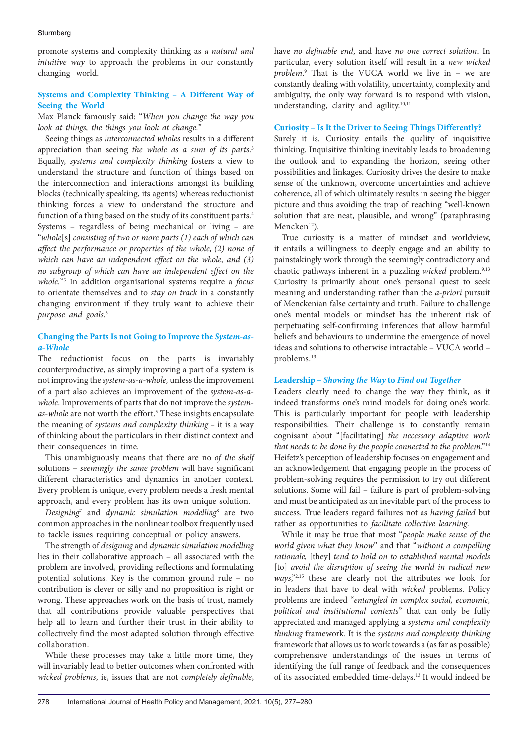promote systems and complexity thinking as *a natural and intuitive way* to approach the problems in our constantly changing world.

## Systems and Complexity Thinking – A Different Way of Seeing the World

Max Planck famously said: "*When you change the way you look at things, the things you look at change.*"

Seeing things as *interconnected wholes* results in a different appreciation than seeing *the whole as a sum of its parts*.[3] Equally, *systems and complexity thinking* fosters a view to understand the structure and function of things based on the interconnection and interactions amongst its building blocks (technically speaking, its agents) whereas reductionist thinking forces a view to understand the structure and function of a thing based on the study of its constituent parts.[4] Systems – regardless of being mechanical or living – are "*whole*[s] *consisting of two or more parts (1) each of which can affect the performance or properties of the whole, (2) none of which can have an independent effect on the whole, and (3) no subgroup of which can have an independent effect on the whole.*"[5] In addition organisational systems require a *focus* to orientate themselves and to *stay on track* in a constantly changing environment if they truly want to achieve their *purpose and goals*.[6]

## Changing the Parts Is not Going to Improve the *System-as-a-Whole*

The reductionist focus on the parts is invariably counterproductive, as simply improving a part of a system is not improving the *system-as-a-whole*, unless the improvement of a part also achieves an improvement of the *system-as-a-whole*. Improvements of parts that do not improve the *system-as-whole* are not worth the effort.[5] These insights encapsulate the meaning of *systems and complexity thinking* – it is a way of thinking about the particulars in their distinct context and their consequences in time.

This unambiguously means that there are no *of the shelf* solutions – *seemingly the same problem* will have significant different characteristics and dynamics in another context. Every problem is unique, every problem needs a fresh mental approach, and every problem has its own unique solution.

*Designing*[7] and *dynamic simulation modelling*[8] are two common approaches in the nonlinear toolbox frequently used to tackle issues requiring conceptual or policy answers.

The strength of *designing* and *dynamic simulation modelling* lies in their collaborative approach – all associated with the problem are involved, providing reflections and formulating potential solutions. Key is the common ground rule – no contribution is clever or silly and no proposition is right or wrong. These approaches work on the basis of trust, namely that all contributions provide valuable perspectives that help all to learn and further their trust in their ability to collectively find the most adapted solution through effective collaboration.

While these processes may take a little more time, they will invariably lead to better outcomes when confronted with *wicked problems*, ie, issues that are not *completely definable*, have *no definable end*, and have *no one correct solution*. In particular, every solution itself will result in a *new wicked problem*.[9] That is the VUCA world we live in – we are constantly dealing with volatility, uncertainty, complexity and ambiguity, the only way forward is to respond with vision, understanding, clarity and agility.[10,11]

## Curiosity – Is It the Driver to Seeing Things Differently?

Surely it is. Curiosity entails the quality of inquisitive thinking. Inquisitive thinking inevitably leads to broadening the outlook and to expanding the horizon, seeing other possibilities and linkages. Curiosity drives the desire to make sense of the unknown, overcome uncertainties and achieve coherence, all of which ultimately results in seeing the bigger picture and thus avoiding the trap of reaching "well-known solution that are neat, plausible, and wrong" (paraphrasing Mencken[12]).

True curiosity is a matter of mindset and worldview, it entails a willingness to deeply engage and an ability to painstakingly work through the seemingly contradictory and chaotic pathways inherent in a puzzling *wicked* problem.[9,13] Curiosity is primarily about one's personal quest to seek meaning and understanding rather than the *a-priori* pursuit of Menckenian false certainty and truth. Failure to challenge one's mental models or mindset has the inherent risk of perpetuating self-confirming inferences that allow harmful beliefs and behaviours to undermine the emergence of novel ideas and solutions to otherwise intractable – VUCA world – problems.[13]

## Leadership – *Showing the Way* to *Find out Together*

Leaders clearly need to change the way they think, as it indeed transforms one's mind models for doing one's work. This is particularly important for people with leadership responsibilities. Their challenge is to constantly remain cognisant about "[facilitating] *the necessary adaptive work that needs to be done by the people connected to the problem*."[14] Heifetz's perception of leadership focuses on engagement and an acknowledgement that engaging people in the process of problem-solving requires the permission to try out different solutions. Some will fail – failure is part of problem-solving and must be anticipated as an inevitable part of the process to success. True leaders regard failures not as *having failed* but rather as opportunities to *facilitate collective learning*.

While it may be true that most "*people make sense of the world given what they know*" and that "*without a compelling rationale,* [they] *tend to hold on to established mental models* [to] *avoid the disruption of seeing the world in radical new ways*,"[2,15] these are clearly not the attributes we look for in leaders that have to deal with *wicked* problems. Policy problems are indeed "*entangled in complex social, economic, political and institutional contexts*" that can only be fully appreciated and managed applying a *systems and complexity thinking* framework. It is the *systems and complexity thinking* framework that allows us to work towards a (as far as possible) comprehensive understandings of the issues in terms of identifying the full range of feedback and the consequences of its associated embedded time-delays.[13] It would indeed be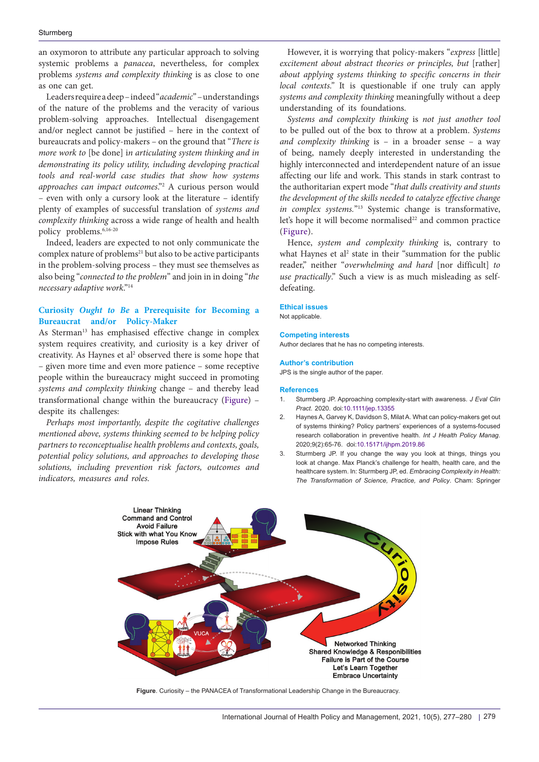an oxymoron to attribute any particular approach to solving systemic problems a *panacea*, nevertheless, for complex problems *systems and complexity thinking* is as close to one as one can get.

Leaders require a deep – indeed "*academic*" – understandings of the nature of the problems and the veracity of various problem-solving approaches. Intellectual disengagement and/or neglect cannot be justified – here in the context of bureaucrats and policy-makers – on the ground that "*There is more work to* [be done] *in articulating system thinking and in demonstrating its policy utility, including developing practical tools and real-world case studies that show how systems approaches can impact outcomes*."[2] A curious person would – even with only a cursory look at the literature – identify plenty of examples of successful translation of *systems and complexity thinking* across a wide range of health and health policy problems.[6,16-20]

Indeed, leaders are expected to not only communicate the complex nature of problems[21] but also to be active participants in the problem-solving process – they must see themselves as also being "*connected to the problem*" and join in in doing "*the necessary adaptive work*."[14]

## Curiosity *Ought to Be* a Prerequisite for Becoming a Bureaucrat and/or Policy-Maker

As Sterman[13] has emphasised effective change in complex system requires creativity, and curiosity is a key driver of creativity. As Haynes et al[2] observed there is some hope that – given more time and even more patience – some receptive people within the bureaucracy might succeed in promoting *systems and complexity thinking* change – and thereby lead transformational change within the bureaucracy (Figure) – despite its challenges:

> *Perhaps most importantly, despite the cogitative challenges mentioned above, systems thinking seemed to be helping policy partners to reconceptualise health problems and contexts, goals, potential policy solutions, and approaches to developing those solutions, including prevention risk factors, outcomes and indicators, measures and roles.*

However, it is worrying that policy-makers "*express* [little] *excitement about abstract theories or principles, but* [rather] *about applying systems thinking to specific concerns in their local contexts*." It is questionable if one truly can apply *systems and complexity thinking* meaningfully without a deep understanding of its foundations.

*Systems and complexity thinking* is *not just another tool* to be pulled out of the box to throw at a problem. *Systems and complexity thinking* is – in a broader sense – a way of being, namely deeply interested in understanding the highly interconnected and interdependent nature of an issue affecting our life and work. This stands in stark contrast to the authoritarian expert mode "*that dulls creativity and stunts the development of the skills needed to catalyze effective change in complex systems*."[13] Systemic change is transformative, let's hope it will become normalised[22] and common practice (Figure).

Hence, *system and complexity thinking* is, contrary to what Haynes et al[2] state in their "summation for the public reader," neither "*overwhelming and hard* [nor difficult] *to use practically*." Such a view is as much misleading as self-defeating.

### Ethical issues

Not applicable.

### Competing interests

Author declares that he has no competing interests.

### Author's contribution

JPS is the single author of the paper.

### References

1. Sturmberg JP. Approaching complexity-start with awareness. *J Eval Clin Pract*. 2020. doi:10.1111/jep.13355
2. Haynes A, Garvey K, Davidson S, Milat A. What can policy-makers get out of systems thinking? Policy partners' experiences of a systems-focused research collaboration in preventive health. *Int J Health Policy Manag*. 2020;9(2):65-76. doi:10.15171/ijhpm.2019.86
3. Sturmberg JP. If you change the way you look at things, things you look at change. Max Planck's challenge for health, health care, and the healthcare system. In: Sturmberg JP, ed. *Embracing Complexity in Health: The Transformation of Science, Practice, and Policy*. Cham: Springer

**Figure**. Curiosity – the PANACEA of Transformational Leadership Change in the Bureaucracy.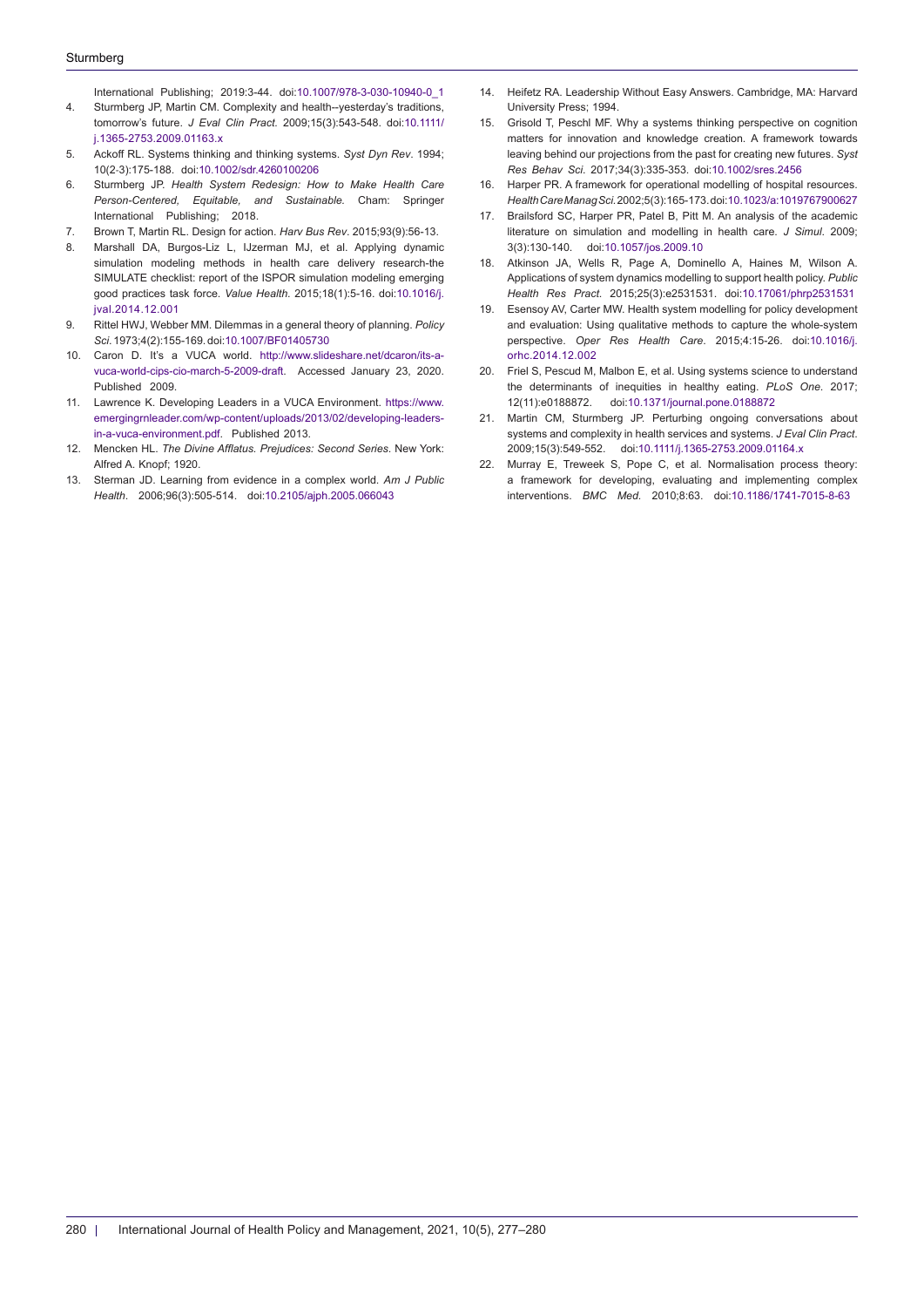International Publishing; 2019:3-44. doi:10.1007/978-3-030-10940-0_1

4. Sturmberg JP, Martin CM. Complexity and health--yesterday's traditions, tomorrow's future. *J Eval Clin Pract.* 2009;15(3):543-548. doi:10.1111/j.1365-2753.2009.01163.x
5. Ackoff RL. Systems thinking and thinking systems. *Syst Dyn Rev*. 1994; 10(2-3):175-188. doi:10.1002/sdr.4260100206
6. Sturmberg JP. *Health System Redesign: How to Make Health Care Person-Centered, Equitable, and Sustainable.* Cham: Springer International Publishing; 2018.
7. Brown T, Martin RL. Design for action. *Harv Bus Rev*. 2015;93(9):56-13.
8. Marshall DA, Burgos-Liz L, IJzerman MJ, et al. Applying dynamic simulation modeling methods in health care delivery research-the SIMULATE checklist: report of the ISPOR simulation modeling emerging good practices task force. *Value Health.* 2015;18(1):5-16. doi:10.1016/j.jval.2014.12.001
9. Rittel HWJ, Webber MM. Dilemmas in a general theory of planning. *Policy Sci.* 1973;4(2):155-169. doi:10.1007/BF01405730
10. Caron D. It's a VUCA world. http://www.slideshare.net/dcaron/its-a-vuca-world-cips-cio-march-5-2009-draft. Accessed January 23, 2020. Published 2009.
11. Lawrence K. Developing Leaders in a VUCA Environment. https://www.emergingrnleader.com/wp-content/uploads/2013/02/developing-leaders-in-a-vuca-environment.pdf. Published 2013.
12. Mencken HL. *The Divine Afflatus. Prejudices: Second Series.* New York: Alfred A. Knopf; 1920.
13. Sterman JD. Learning from evidence in a complex world. *Am J Public Health*. 2006;96(3):505-514. doi:10.2105/ajph.2005.066043
14. Heifetz RA. Leadership Without Easy Answers. Cambridge, MA: Harvard University Press; 1994.
15. Grisold T, Peschl MF. Why a systems thinking perspective on cognition matters for innovation and knowledge creation. A framework towards leaving behind our projections from the past for creating new futures. *Syst Res Behav Sci*. 2017;34(3):335-353. doi:10.1002/sres.2456
16. Harper PR. A framework for operational modelling of hospital resources. *Health Care Manag Sci.* 2002;5(3):165-173. doi:10.1023/a:1019767900627
17. Brailsford SC, Harper PR, Patel B, Pitt M. An analysis of the academic literature on simulation and modelling in health care. *J Simul.* 2009; 3(3):130-140. doi:10.1057/jos.2009.10
18. Atkinson JA, Wells R, Page A, Dominello A, Haines M, Wilson A. Applications of system dynamics modelling to support health policy. *Public Health Res Pract.* 2015;25(3):e2531531. doi:10.17061/phrp2531531
19. Esensoy AV, Carter MW. Health system modelling for policy development and evaluation: Using qualitative methods to capture the whole-system perspective. *Oper Res Health Care*. 2015;4:15-26. doi:10.1016/j.orhc.2014.12.002
20. Friel S, Pescud M, Malbon E, et al. Using systems science to understand the determinants of inequities in healthy eating. *PLoS One.* 2017; 12(11):e0188872. doi:10.1371/journal.pone.0188872
21. Martin CM, Sturmberg JP. Perturbing ongoing conversations about systems and complexity in health services and systems. *J Eval Clin Pract.* 2009;15(3):549-552. doi:10.1111/j.1365-2753.2009.01164.x
22. Murray E, Treweek S, Pope C, et al. Normalisation process theory: a framework for developing, evaluating and implementing complex interventions. *BMC Med.* 2010;8:63. doi:10.1186/1741-7015-8-63